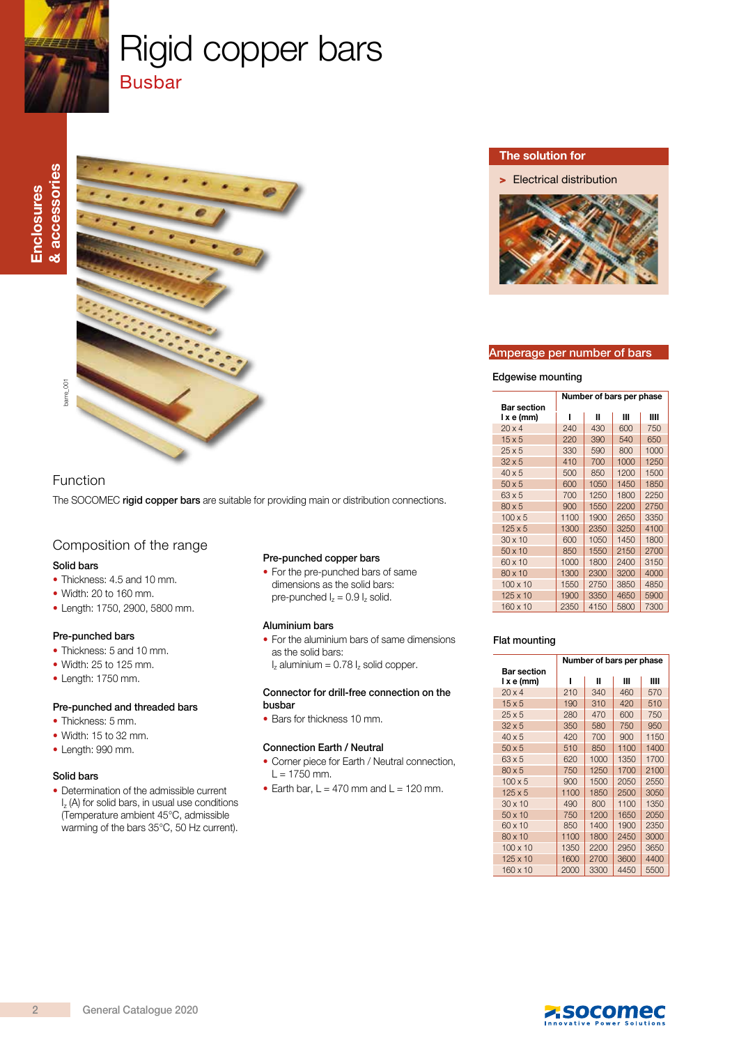# Rigid copper bars

## Busbar

Enclosures & accessories

barre_001

### Function

The SOCOMEC **rigid copper bars** are suitable for providing main or distribution connections.

### Composition of the range

#### Solid bars

- Thickness: 4.5 and 10 mm.
- Width: 20 to 160 mm.
- Length: 1750, 2900, 5800 mm.

#### Pre-punched bars

- Thickness: 5 and 10 mm.
- Width: 25 to 125 mm.
- Length: 1750 mm.

#### Pre-punched and threaded bars

- Thickness: 5 mm.
- Width: 15 to 32 mm.
- Length: 990 mm.

#### Solid bars

- Determination of the admissible current $I_z$ (A) for solid bars, in usual use conditions (Temperature ambient 45°C, admissible warming of the bars 35°C, 50 Hz current).

#### Pre-punched copper bars

- For the pre-punched bars of same dimensions as the solid bars: pre-punched $I_z$ = 0.9 $I_z$ solid.

#### Aluminium bars

- For the aluminium bars of same dimensions as the solid bars: $I_z$ aluminium = 0.78 $I_z$ solid copper.

#### Connector for drill-free connection on the busbar

- Bars for thickness 10 mm.

#### Connection Earth / Neutral

- Corner piece for Earth / Neutral connection, L = 1750 mm.
- Earth bar, L = 470 mm and L = 120 mm.

### The solution for

> Electrical distribution

### Amperage per number of bars

#### Edgewise mounting

| Bar section l x e (mm) | Number of bars per phase | | | |
|---|---|---|---|---|
| | I | II | III | IIII |
| 20 x 4 | 240 | 430 | 600 | 750 |
| 15 x 5 | 220 | 390 | 540 | 650 |
| 25 x 5 | 330 | 590 | 800 | 1000 |
| 32 x 5 | 410 | 700 | 1000 | 1250 |
| 40 x 5 | 500 | 850 | 1200 | 1500 |
| 50 x 5 | 600 | 1050 | 1450 | 1850 |
| 63 x 5 | 700 | 1250 | 1800 | 2250 |
| 80 x 5 | 900 | 1550 | 2200 | 2750 |
| 100 x 5 | 1100 | 1900 | 2650 | 3350 |
| 125 x 5 | 1300 | 2350 | 3250 | 4100 |
| 30 x 10 | 600 | 1050 | 1450 | 1800 |
| 50 x 10 | 850 | 1550 | 2150 | 2700 |
| 60 x 10 | 1000 | 1800 | 2400 | 3150 |
| 80 x 10 | 1300 | 2300 | 3200 | 4000 |
| 100 x 10 | 1550 | 2750 | 3850 | 4850 |
| 125 x 10 | 1900 | 3350 | 4650 | 5900 |
| 160 x 10 | 2350 | 4150 | 5800 | 7300 |

#### Flat mounting

| Bar section l x e (mm) | Number of bars per phase | | | |
|---|---|---|---|---|
| | I | II | III | IIII |
| 20 x 4 | 210 | 340 | 460 | 570 |
| 15 x 5 | 190 | 310 | 420 | 510 |
| 25 x 5 | 280 | 470 | 600 | 750 |
| 32 x 5 | 350 | 580 | 750 | 950 |
| 40 x 5 | 420 | 700 | 900 | 1150 |
| 50 x 5 | 510 | 850 | 1100 | 1400 |
| 63 x 5 | 620 | 1000 | 1350 | 1700 |
| 80 x 5 | 750 | 1250 | 1700 | 2100 |
| 100 x 5 | 900 | 1500 | 2050 | 2550 |
| 125 x 5 | 1100 | 1850 | 2500 | 3050 |
| 30 x 10 | 490 | 800 | 1100 | 1350 |
| 50 x 10 | 750 | 1200 | 1650 | 2050 |
| 60 x 10 | 850 | 1400 | 1900 | 2350 |
| 80 x 10 | 1100 | 1800 | 2450 | 3000 |
| 100 x 10 | 1350 | 2200 | 2950 | 3650 |
| 125 x 10 | 1600 | 2700 | 3600 | 4400 |
| 160 x 10 | 2000 | 3300 | 4450 | 5500 |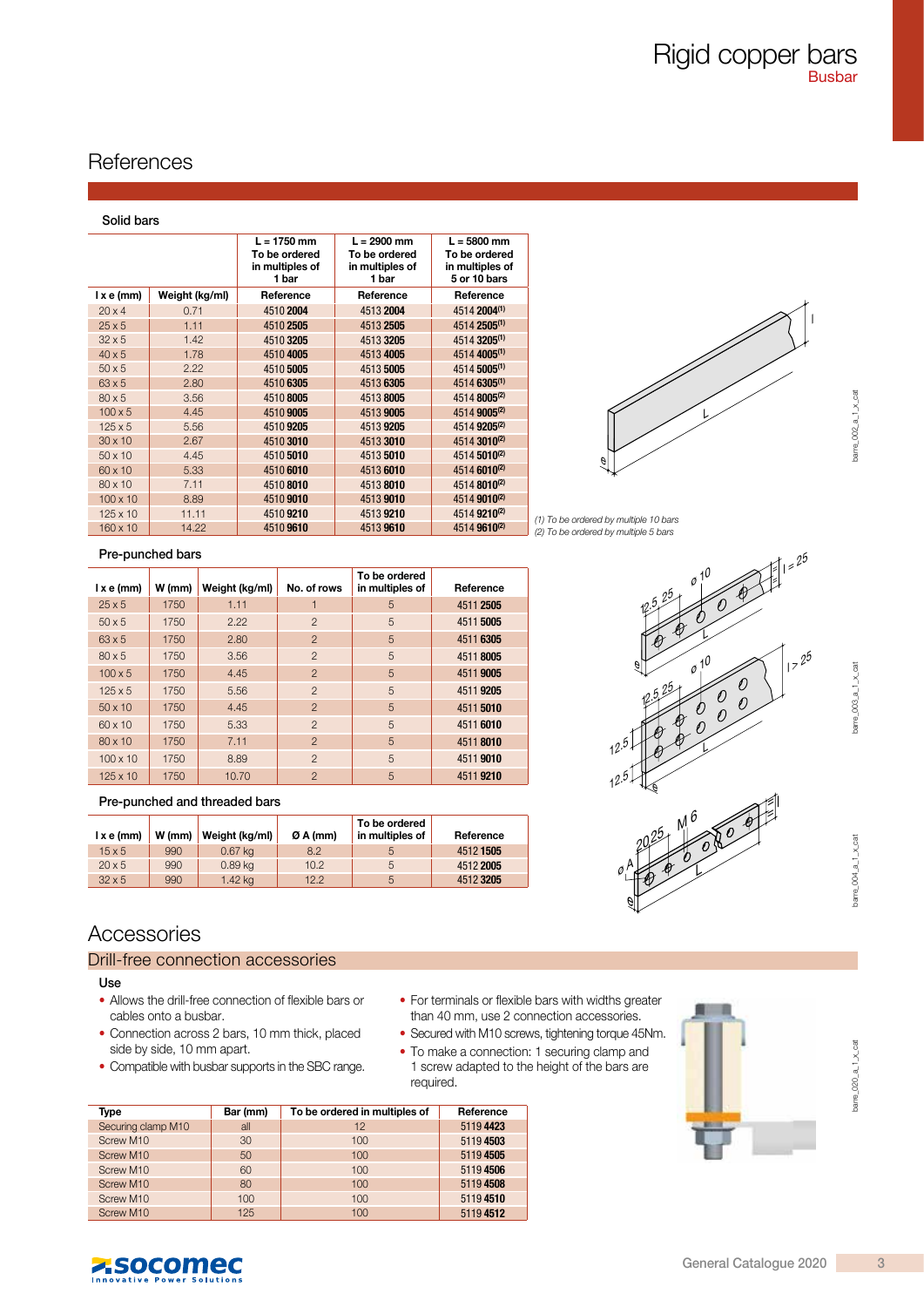# Rigid copper bars

Busbar

## References

### Solid bars

| l x e (mm) | Weight (kg/ml) | L = 1750 mm To be ordered in multiples of 1 bar | L = 2900 mm To be ordered in multiples of 1 bar | L = 5800 mm To be ordered in multiples of 5 or 10 bars |
|---|---|---|---|---|
| | | Reference | Reference | Reference |
| 20 x 4 | 0.71 | 4510 **2004** | 4513 **2004** | 4514 **2004**(1) |
| 25 x 5 | 1.11 | 4510 **2505** | 4513 **2505** | 4514 **2505**(1) |
| 32 x 5 | 1.42 | 4510 **3205** | 4513 **3205** | 4514 **3205**(1) |
| 40 x 5 | 1.78 | 4510 **4005** | 4513 **4005** | 4514 **4005**(1) |
| 50 x 5 | 2.22 | 4510 **5005** | 4513 **5005** | 4514 **5005**(1) |
| 63 x 5 | 2.80 | 4510 **6305** | 4513 **6305** | 4514 **6305**(1) |
| 80 x 5 | 3.56 | 4510 **8005** | 4513 **8005** | 4514 **8005**(2) |
| 100 x 5 | 4.45 | 4510 **9005** | 4513 **9005** | 4514 **9005**(2) |
| 125 x 5 | 5.56 | 4510 **9205** | 4513 **9205** | 4514 **9205**(2) |
| 30 x 10 | 2.67 | 4510 **3010** | 4513 **3010** | 4514 **3010**(2) |
| 50 x 10 | 4.45 | 4510 **5010** | 4513 **5010** | 4514 **5010**(2) |
| 60 x 10 | 5.33 | 4510 **6010** | 4513 **6010** | 4514 **6010**(2) |
| 80 x 10 | 7.11 | 4510 **8010** | 4513 **8010** | 4514 **8010**(2) |
| 100 x 10 | 8.89 | 4510 **9010** | 4513 **9010** | 4514 **9010**(2) |
| 125 x 10 | 11.11 | 4510 **9210** | 4513 **9210** | 4514 **9210**(2) |
| 160 x 10 | 14.22 | 4510 **9610** | 4513 **9610** | 4514 **9610**(2) |

*(1) To be ordered by multiple 10 bars*
*(2) To be ordered by multiple 5 bars*

### Pre-punched bars

| l x e (mm) | W (mm) | Weight (kg/ml) | No. of rows | To be ordered in multiples of | Reference |
|---|---|---|---|---|---|
| 25 x 5 | 1750 | 1.11 | 1 | 5 | 4511 **2505** |
| 50 x 5 | 1750 | 2.22 | 2 | 5 | 4511 **5005** |
| 63 x 5 | 1750 | 2.80 | 2 | 5 | 4511 **6305** |
| 80 x 5 | 1750 | 3.56 | 2 | 5 | 4511 **8005** |
| 100 x 5 | 1750 | 4.45 | 2 | 5 | 4511 **9005** |
| 125 x 5 | 1750 | 5.56 | 2 | 5 | 4511 **9205** |
| 50 x 10 | 1750 | 4.45 | 2 | 5 | 4511 **5010** |
| 60 x 10 | 1750 | 5.33 | 2 | 5 | 4511 **6010** |
| 80 x 10 | 1750 | 7.11 | 2 | 5 | 4511 **8010** |
| 100 x 10 | 1750 | 8.89 | 2 | 5 | 4511 **9010** |
| 125 x 10 | 1750 | 10.70 | 2 | 5 | 4511 **9210** |

### Pre-punched and threaded bars

| l x e (mm) | W (mm) | Weight (kg/ml) | Ø A (mm) | To be ordered in multiples of | Reference |
|---|---|---|---|---|---|
| 15 x 5 | 990 | 0.67 kg | 8.2 | 5 | 4512 **1505** |
| 20 x 5 | 990 | 0.89 kg | 10.2 | 5 | 4512 **2005** |
| 32 x 5 | 990 | 1.42 kg | 12.2 | 5 | 4512 **3205** |

## Accessories

### Drill-free connection accessories

**Use**

- Allows the drill-free connection of flexible bars or cables onto a busbar.
- Connection across 2 bars, 10 mm thick, placed side by side, 10 mm apart.
- Compatible with busbar supports in the SBC range.
- For terminals or flexible bars with widths greater than 40 mm, use 2 connection accessories.
- Secured with M10 screws, tightening torque 45Nm.
- To make a connection: 1 securing clamp and 1 screw adapted to the height of the bars are required.

| Type | Bar (mm) | To be ordered in multiples of | Reference |
|---|---|---|---|
| Securing clamp M10 | all | 12 | 5119 **4423** |
| Screw M10 | 30 | 100 | 5119 **4503** |
| Screw M10 | 50 | 100 | 5119 **4505** |
| Screw M10 | 60 | 100 | 5119 **4506** |
| Screw M10 | 80 | 100 | 5119 **4508** |
| Screw M10 | 100 | 100 | 5119 **4510** |
| Screw M10 | 125 | 100 | 5119 **4512** |